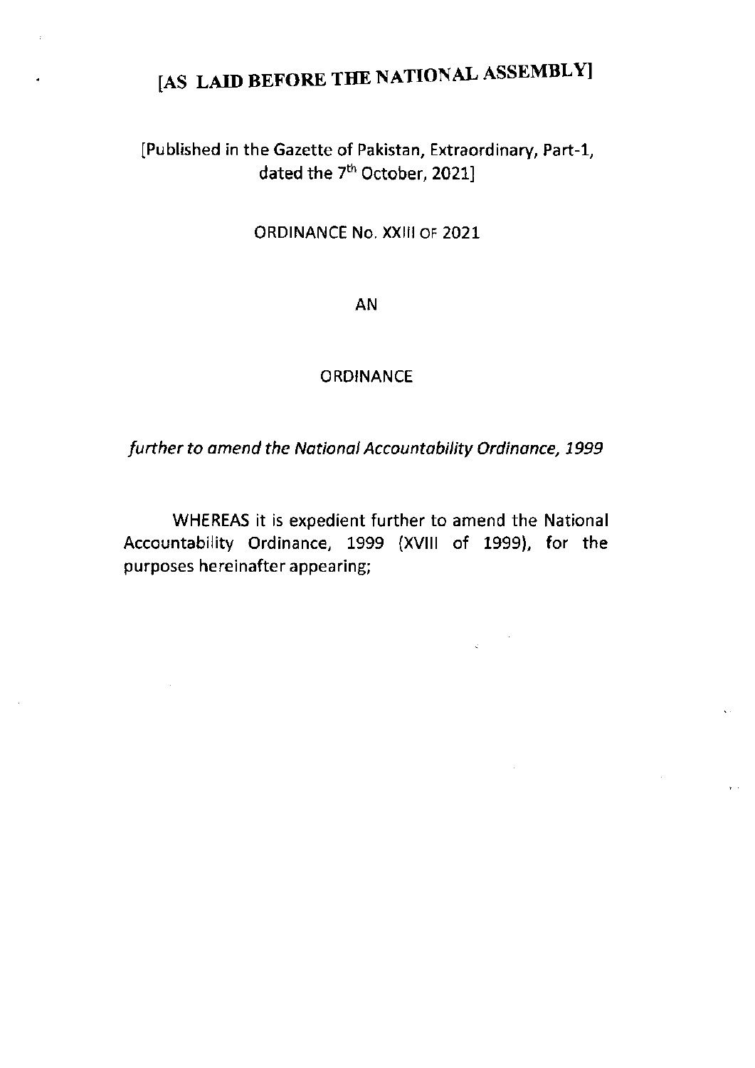# [AS LAID BEFORE THE NATIONAL ASSEMBLY]

[Published in the Gazette of Pakistan, Extraordinary, Part-1, dated the 7th October, 2021]

ORDINANCE No. XXIII OF 2021

AN

ORDINANCE

*further to amend the National Accountability Ordinance, 1999*

WHEREAS it is expedient further to amend the National Accountability Ordinance, 1999 (XVIII of 1999), for the purposes hereinafter appearing;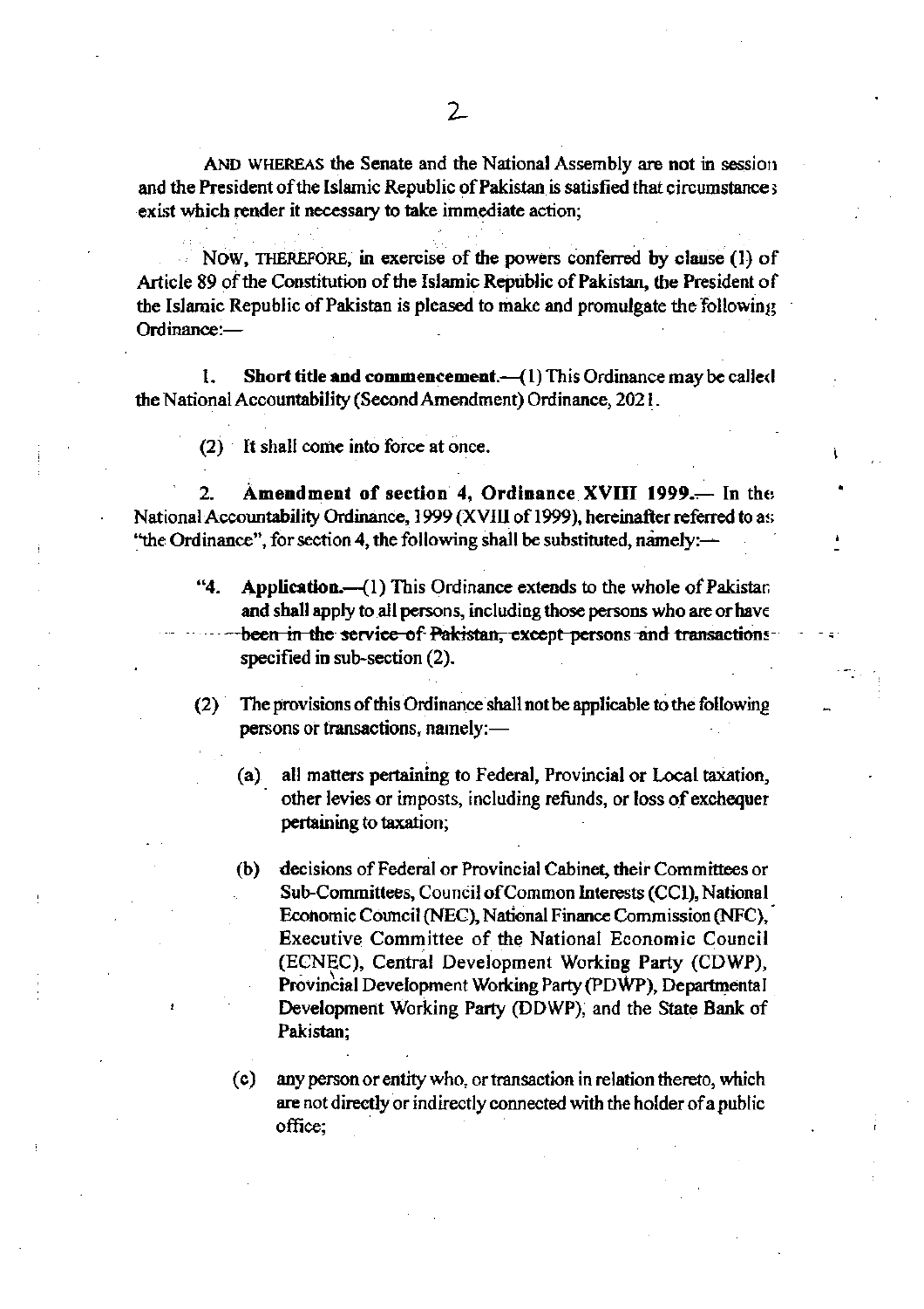AND WHEREAS the Senate and the National Assembly are not in session and the President of the Islamic Republic of Pakistan is satisfied that circumstances exist which render it necessary to take immediate action;

NOW, THEREFORE, in exercise of the powers conferred by clause (1) of Article 89 of the Constitution of the Islamic Republic of Pakistan, the President of the Islamic Republic of Pakistan is pleased to make and promulgate the following Ordinance:—

1. **Short title and commencement.**—(1) This Ordinance may be called the National Accountability (Second Amendment) Ordinance, 2021.

(2) It shall come into force at once.

2. **Amendment of section 4, Ordinance XVIII 1999.**— In the National Accountability Ordinance, 1999 (XVIII of 1999), hereinafter referred to as "the Ordinance", for section 4, the following shall be substituted, namely:—

> "4. **Application.**—(1) This Ordinance extends to the whole of Pakistan and shall apply to all persons, including those persons who are or have been in the service of Pakistan, except persons and transactions specified in sub-section (2).
>
> (2) The provisions of this Ordinance shall not be applicable to the following persons or transactions, namely:—
>
> (a) all matters pertaining to Federal, Provincial or Local taxation, other levies or imposts, including refunds, or loss of exchequer pertaining to taxation;
>
> (b) decisions of Federal or Provincial Cabinet, their Committees or Sub-Committees, Council of Common Interests (CCI), National Economic Council (NEC), National Finance Commission (NFC), Executive Committee of the National Economic Council (ECNEC), Central Development Working Party (CDWP), Provincial Development Working Party (PDWP), Departmental Development Working Party (DDWP), and the State Bank of Pakistan;
>
> (c) any person or entity who, or transaction in relation thereto, which are not directly or indirectly connected with the holder of a public office;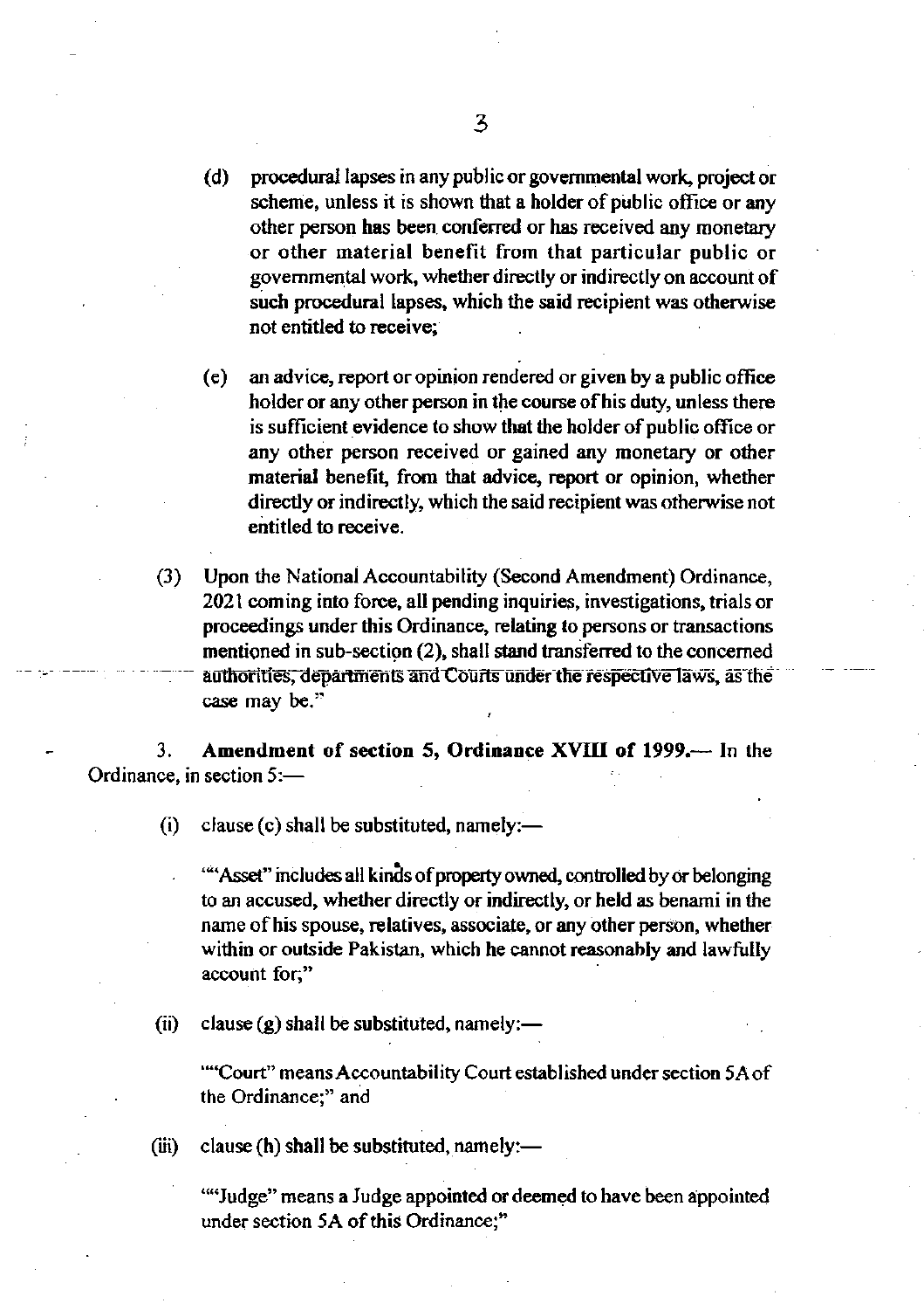(d) procedural lapses in any public or governmental work, project or scheme, unless it is shown that a holder of public office or any other person has been conferred or has received any monetary or other material benefit from that particular public or governmental work, whether directly or indirectly on account of such procedural lapses, which the said recipient was otherwise not entitled to receive;

(e) an advice, report or opinion rendered or given by a public office holder or any other person in the course of his duty, unless there is sufficient evidence to show that the holder of public office or any other person received or gained any monetary or other material benefit, from that advice, report or opinion, whether directly or indirectly, which the said recipient was otherwise not entitled to receive.

(3) Upon the National Accountability (Second Amendment) Ordinance, 2021 coming into force, all pending inquiries, investigations, trials or proceedings under this Ordinance, relating to persons or transactions mentioned in sub-section (2), shall stand transferred to the concerned authorities, departments and Courts under the respective laws, as the case may be."

3. **Amendment of section 5, Ordinance XVIII of 1999.**— In the Ordinance, in section 5:—

(i) clause (c) shall be substituted, namely:—

""Asset" includes all kinds of property owned, controlled by or belonging to an accused, whether directly or indirectly, or held as benami in the name of his spouse, relatives, associate, or any other person, whether within or outside Pakistan, which he cannot reasonably and lawfully account for;"

(ii) clause (g) shall be substituted, namely:—

""Court" means Accountability Court established under section 5A of the Ordinance;" and

(iii) clause (h) shall be substituted, namely:—

""Judge" means a Judge appointed or deemed to have been appointed under section 5A of this Ordinance;"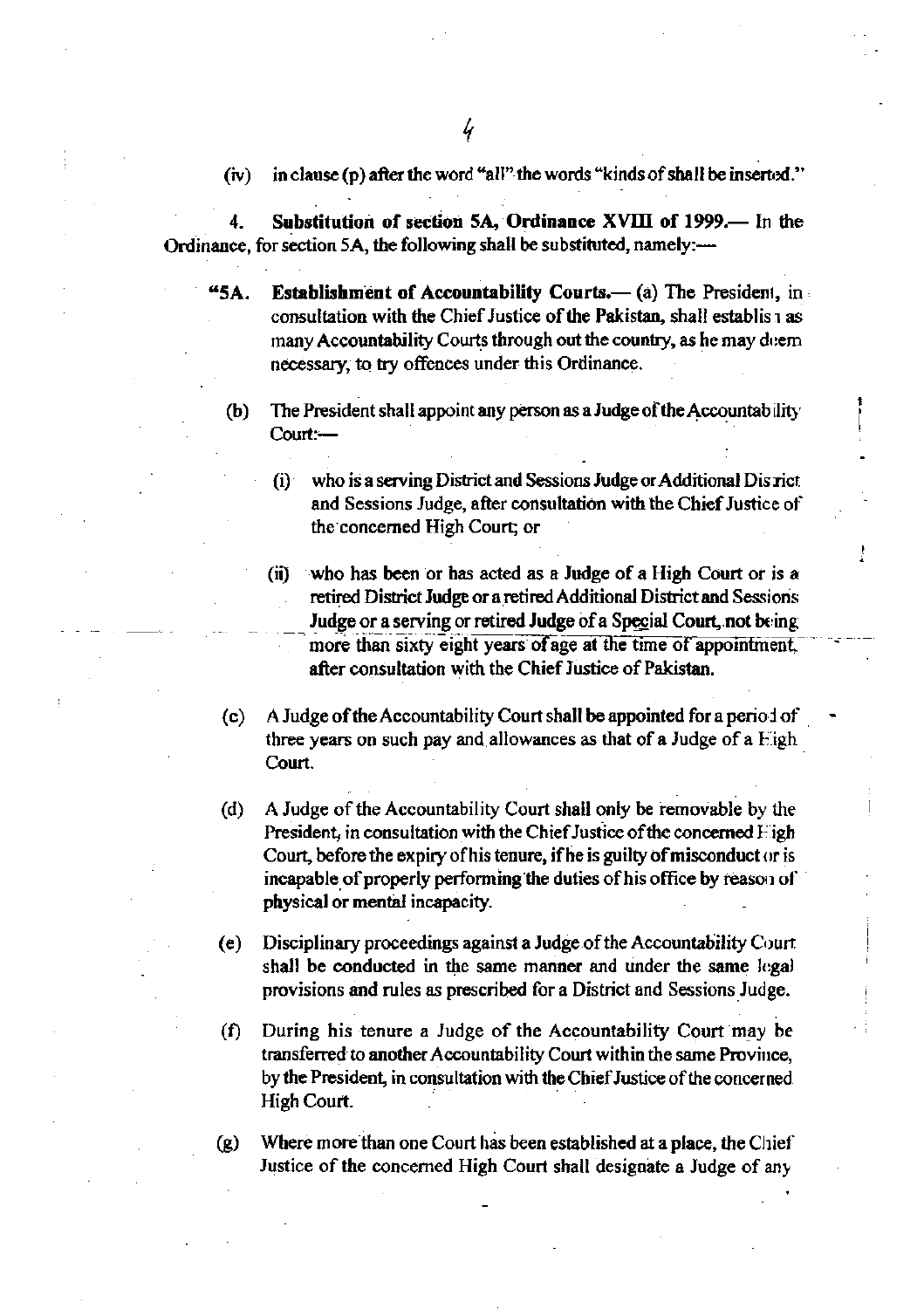(iv) in clause (p) after the word "all" the words "kinds of shall be inserted."

4. **Substitution of section 5A, Ordinance XVIII of 1999.**— In the Ordinance, for section 5A, the following shall be substituted, namely:—

"**5A. Establishment of Accountability Courts.**— (a) The President, in consultation with the Chief Justice of the Pakistan, shall establish as many Accountability Courts through out the country, as he may deem necessary, to try offences under this Ordinance.

(b) The President shall appoint any person as a Judge of the Accountability Court:—

(i) who is a serving District and Sessions Judge or Additional District and Sessions Judge, after consultation with the Chief Justice of the concerned High Court; or

(ii) who has been or has acted as a Judge of a High Court or is a retired District Judge or a retired Additional District and Sessions Judge or a serving or retired Judge of a Special Court, not being more than sixty eight years of age at the time of appointment, after consultation with the Chief Justice of Pakistan.

(c) A Judge of the Accountability Court shall be appointed for a period of three years on such pay and allowances as that of a Judge of a High Court.

(d) A Judge of the Accountability Court shall only be removable by the President, in consultation with the Chief Justice of the concerned High Court, before the expiry of his tenure, if he is guilty of misconduct or is incapable of properly performing the duties of his office by reason of physical or mental incapacity.

(e) Disciplinary proceedings against a Judge of the Accountability Court shall be conducted in the same manner and under the same legal provisions and rules as prescribed for a District and Sessions Judge.

(f) During his tenure a Judge of the Accountability Court may be transferred to another Accountability Court within the same Province, by the President, in consultation with the Chief Justice of the concerned High Court.

(g) Where more than one Court has been established at a place, the Chief Justice of the concerned High Court shall designate a Judge of any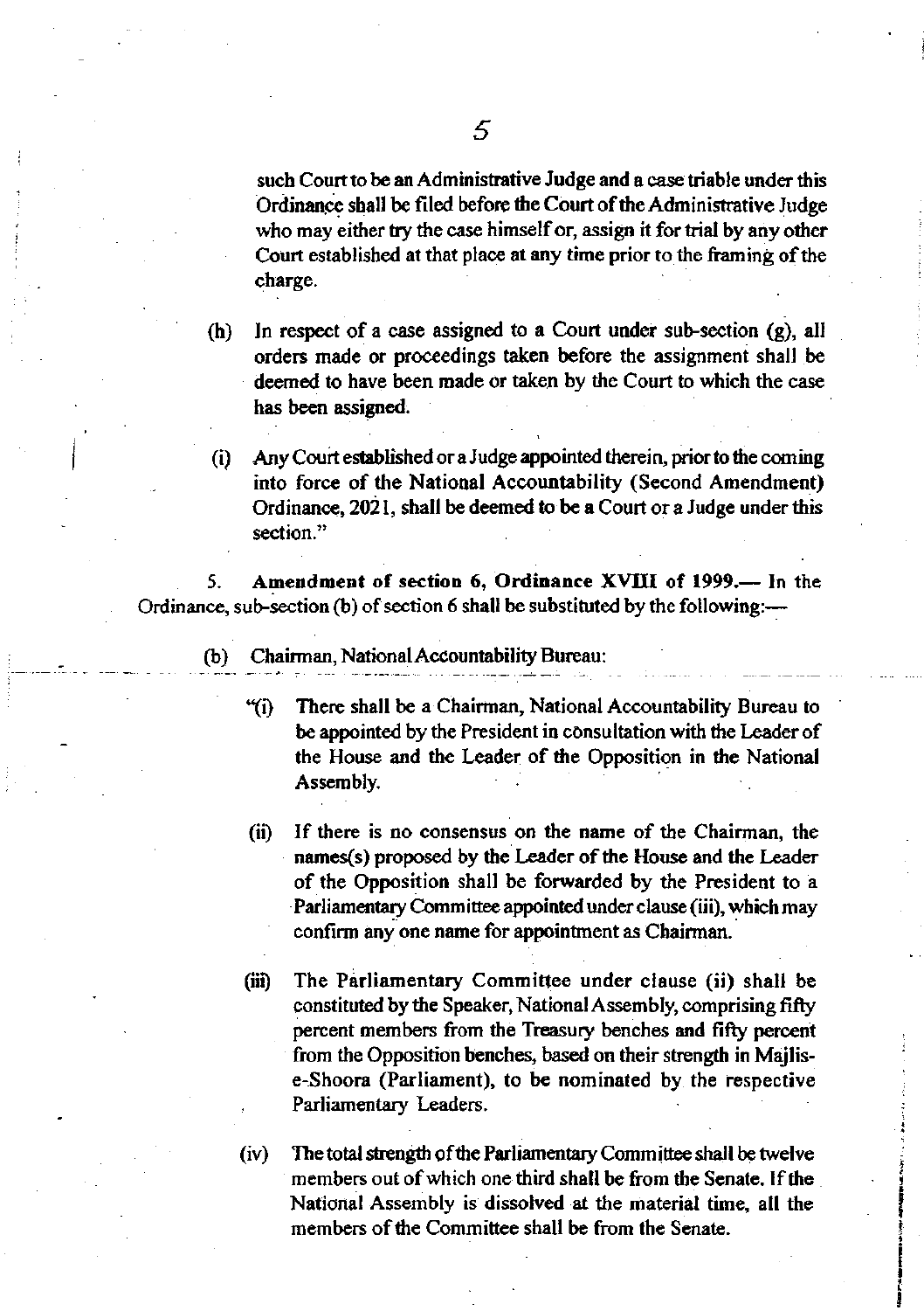such Court to be an Administrative Judge and a case triable under this Ordinance shall be filed before the Court of the Administrative Judge who may either try the case himself or, assign it for trial by any other Court established at that place at any time prior to the framing of the charge.

(h) In respect of a case assigned to a Court under sub-section (g), all orders made or proceedings taken before the assignment shall be deemed to have been made or taken by the Court to which the case has been assigned.

(i) Any Court established or a Judge appointed therein, prior to the coming into force of the National Accountability (Second Amendment) Ordinance, 2021, shall be deemed to be a Court or a Judge under this section."

5. **Amendment of section 6, Ordinance XVIII of 1999.—** In the Ordinance, sub-section (b) of section 6 shall be substituted by the following:—

(b) Chairman, National Accountability Bureau:

"(i) There shall be a Chairman, National Accountability Bureau to be appointed by the President in consultation with the Leader of the House and the Leader of the Opposition in the National Assembly.

(ii) If there is no consensus on the name of the Chairman, the names(s) proposed by the Leader of the House and the Leader of the Opposition shall be forwarded by the President to a Parliamentary Committee appointed under clause (iii), which may confirm any one name for appointment as Chairman.

(iii) The Parliamentary Committee under clause (ii) shall be constituted by the Speaker, National Assembly, comprising fifty percent members from the Treasury benches and fifty percent from the Opposition benches, based on their strength in Majlis-e-Shoora (Parliament), to be nominated by the respective Parliamentary Leaders.

(iv) The total strength of the Parliamentary Committee shall be twelve members out of which one third shall be from the Senate. If the National Assembly is dissolved at the material time, all the members of the Committee shall be from the Senate.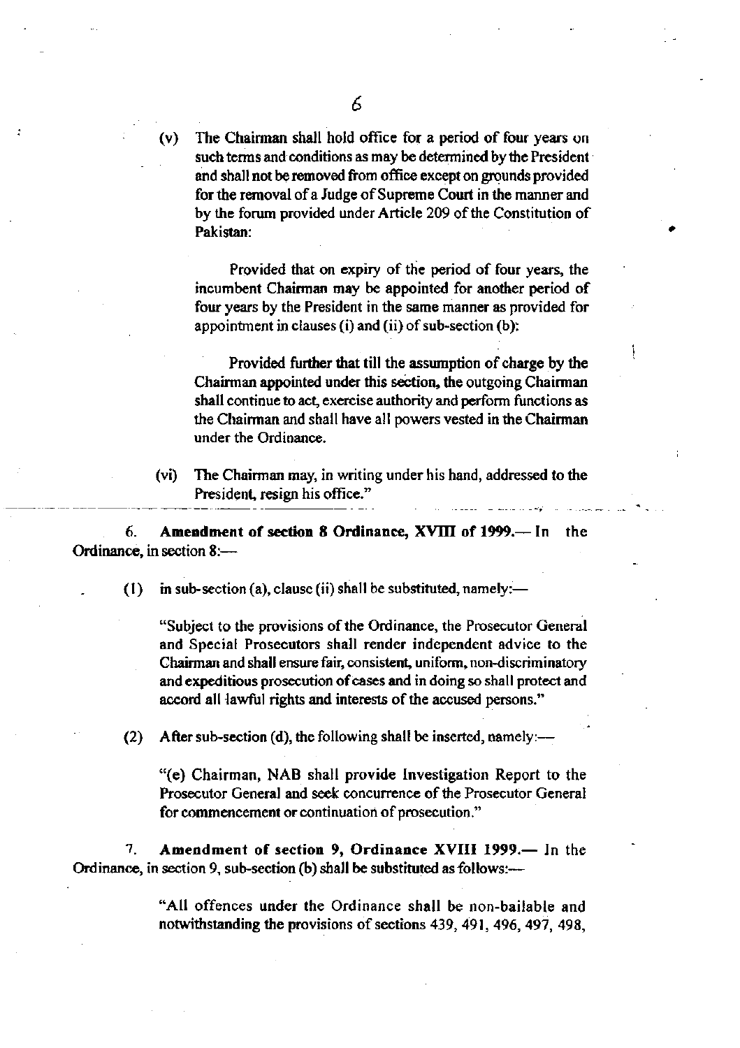(v) The Chairman shall hold office for a period of four years on such terms and conditions as may be determined by the President and shall not be removed from office except on grounds provided for the removal of a Judge of Supreme Court in the manner and by the forum provided under Article 209 of the Constitution of Pakistan:

Provided that on expiry of the period of four years, the incumbent Chairman may be appointed for another period of four years by the President in the same manner as provided for appointment in clauses (i) and (ii) of sub-section (b):

Provided further that till the assumption of charge by the Chairman appointed under this section, the outgoing Chairman shall continue to act, exercise authority and perform functions as the Chairman and shall have all powers vested in the Chairman under the Ordinance.

(vi) The Chairman may, in writing under his hand, addressed to the President, resign his office."

6. **Amendment of section 8 Ordinance, XVIII of 1999.**— In the Ordinance, in section 8:—

(1) in sub-section (a), clause (ii) shall be substituted, namely:—

"Subject to the provisions of the Ordinance, the Prosecutor General and Special Prosecutors shall render independent advice to the Chairman and shall ensure fair, consistent, uniform, non-discriminatory and expeditious prosecution of cases and in doing so shall protect and accord all lawful rights and interests of the accused persons."

(2) After sub-section (d), the following shall be inserted, namely:—

"(e) Chairman, NAB shall provide Investigation Report to the Prosecutor General and seek concurrence of the Prosecutor General for commencement or continuation of prosecution."

7. **Amendment of section 9, Ordinance XVIII 1999.**— In the Ordinance, in section 9, sub-section (b) shall be substituted as follows:—

"All offences under the Ordinance shall be non-bailable and notwithstanding the provisions of sections 439, 491, 496, 497, 498,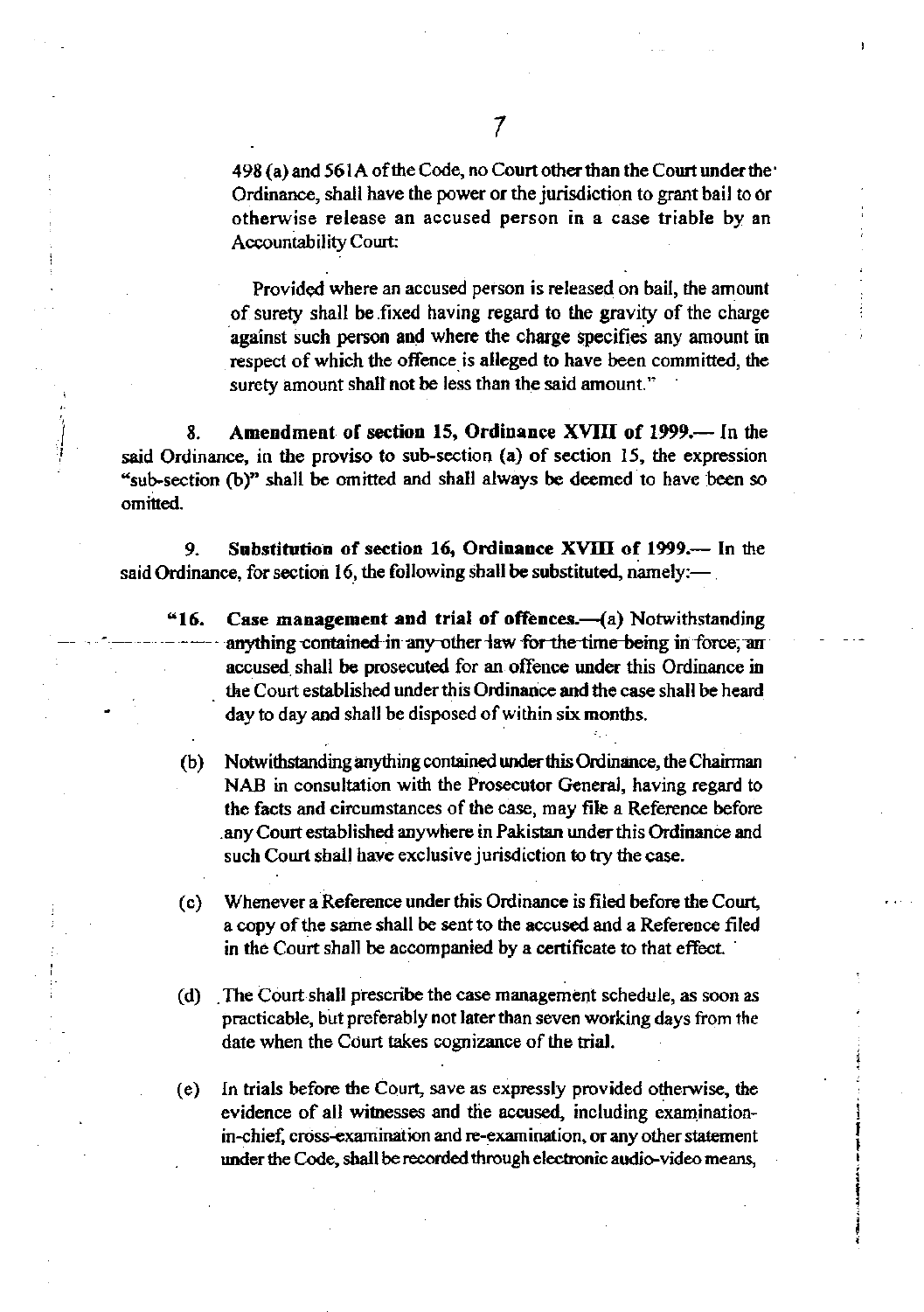498 (a) and 561A of the Code, no Court other than the Court under the Ordinance, shall have the power or the jurisdiction to grant bail to or otherwise release an accused person in a case triable by an Accountability Court:

Provided where an accused person is released on bail, the amount of surety shall be fixed having regard to the gravity of the charge against such person and where the charge specifies any amount in respect of which the offence is alleged to have been committed, the surety amount shall not be less than the said amount."

8. **Amendment of section 15, Ordinance XVIII of 1999.**— In the said Ordinance, in the proviso to sub-section (a) of section 15, the expression "sub-section (b)" shall be omitted and shall always be deemed to have been so omitted.

9. **Substitution of section 16, Ordinance XVIII of 1999.**— In the said Ordinance, for section 16, the following shall be substituted, namely:—

"16. **Case management and trial of offences.**—(a) Notwithstanding anything contained in any other law for the time being in force, an accused shall be prosecuted for an offence under this Ordinance in the Court established under this Ordinance and the case shall be heard day to day and shall be disposed of within six months.

(b) Notwithstanding anything contained under this Ordinance, the Chairman NAB in consultation with the Prosecutor General, having regard to the facts and circumstances of the case, may file a Reference before any Court established anywhere in Pakistan under this Ordinance and such Court shall have exclusive jurisdiction to try the case.

(c) Whenever a Reference under this Ordinance is filed before the Court, a copy of the same shall be sent to the accused and a Reference filed in the Court shall be accompanied by a certificate to that effect.

(d) The Court shall prescribe the case management schedule, as soon as practicable, but preferably not later than seven working days from the date when the Court takes cognizance of the trial.

(e) In trials before the Court, save as expressly provided otherwise, the evidence of all witnesses and the accused, including examination-in-chief, cross-examination and re-examination, or any other statement under the Code, shall be recorded through electronic audio-video means,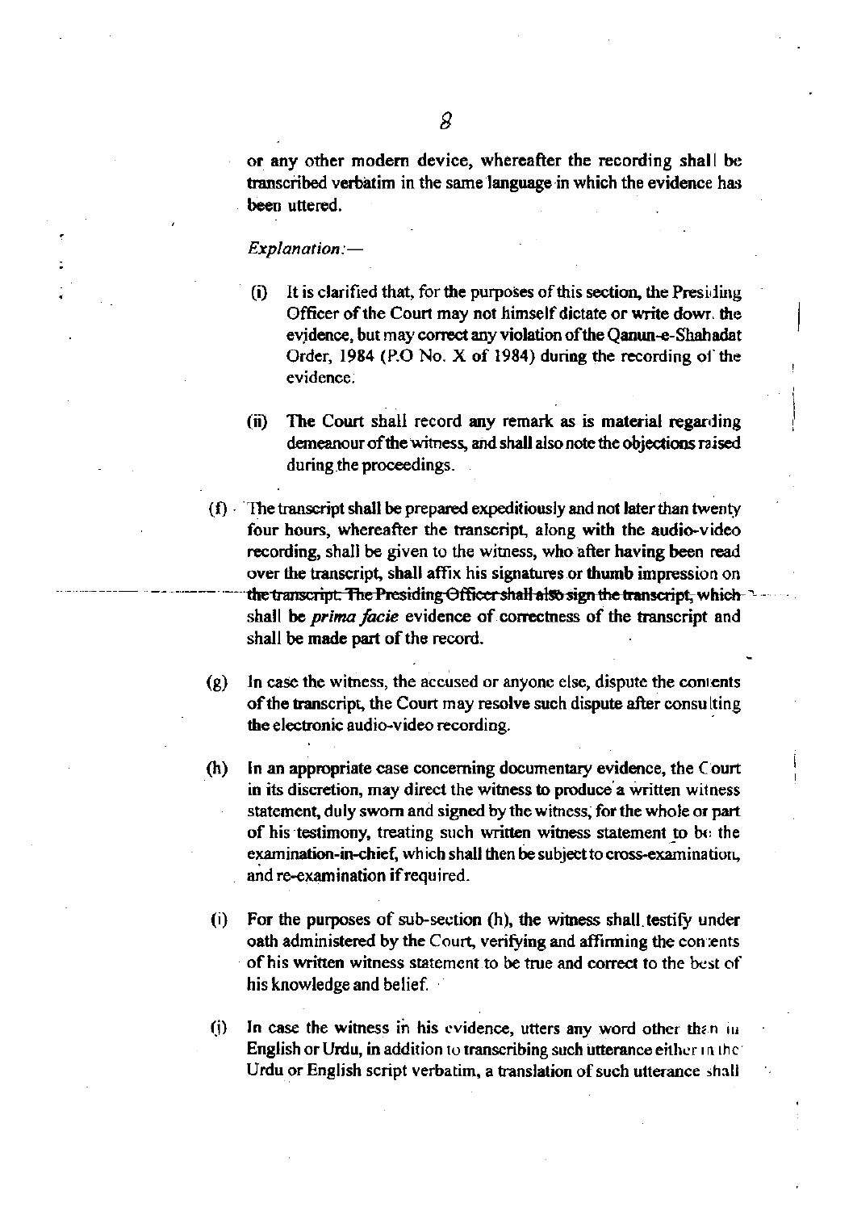or any other modern device, whereafter the recording shall be transcribed verbatim in the same language in which the evidence has been uttered.

*Explanation:—*

(i) It is clarified that, for the purposes of this section, the Presiding Officer of the Court may not himself dictate or write down the evidence, but may correct any violation of the Qanun-e-Shahadat Order, 1984 (P.O No. X of 1984) during the recording of the evidence.

(ii) The Court shall record any remark as is material regarding demeanour of the witness, and shall also note the objections raised during the proceedings.

(f) The transcript shall be prepared expeditiously and not later than twenty four hours, whereafter the transcript, along with the audio-video recording, shall be given to the witness, who after having been read over the transcript, shall affix his signatures or thumb impression on the transcript. The Presiding Officer shall also sign the transcript, which shall be *prima facie* evidence of correctness of the transcript and shall be made part of the record.

(g) In case the witness, the accused or anyone else, dispute the contents of the transcript, the Court may resolve such dispute after consulting the electronic audio-video recording.

(h) In an appropriate case concerning documentary evidence, the Court in its discretion, may direct the witness to produce a written witness statement, duly sworn and signed by the witness, for the whole or part of his testimony, treating such written witness statement to be the examination-in-chief, which shall then be subject to cross-examination, and re-examination if required.

(i) For the purposes of sub-section (h), the witness shall testify under oath administered by the Court, verifying and affirming the contents of his written witness statement to be true and correct to the best of his knowledge and belief.

(j) In case the witness in his evidence, utters any word other than in English or Urdu, in addition to transcribing such utterance either in the Urdu or English script verbatim, a translation of such utterance shall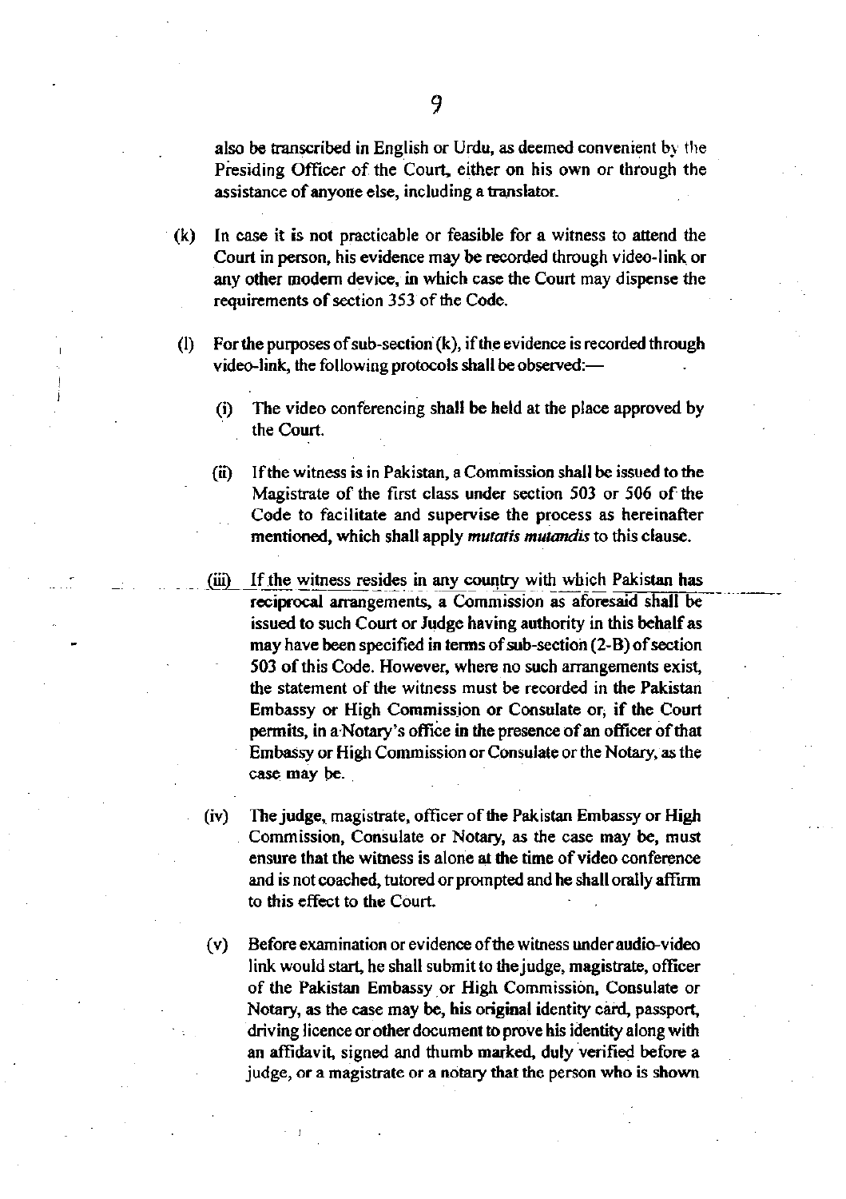also be transcribed in English or Urdu, as deemed convenient by the Presiding Officer of the Court, either on his own or through the assistance of anyone else, including a translator.

(k) In case it is not practicable or feasible for a witness to attend the Court in person, his evidence may be recorded through video-link or any other modern device, in which case the Court may dispense the requirements of section 353 of the Code.

(l) For the purposes of sub-section (k), if the evidence is recorded through video-link, the following protocols shall be observed:—

(i) The video conferencing shall be held at the place approved by the Court.

(ii) If the witness is in Pakistan, a Commission shall be issued to the Magistrate of the first class under section 503 or 506 of the Code to facilitate and supervise the process as hereinafter mentioned, which shall apply *mutatis mutandis* to this clause.

(iii) If the witness resides in any country with which Pakistan has reciprocal arrangements, a Commission as aforesaid shall be issued to such Court or Judge having authority in this behalf as may have been specified in terms of sub-section (2-B) of section 503 of this Code. However, where no such arrangements exist, the statement of the witness must be recorded in the Pakistan Embassy or High Commission or Consulate or, if the Court permits, in a Notary's office in the presence of an officer of that Embassy or High Commission or Consulate or the Notary, as the case may be.

(iv) The judge, magistrate, officer of the Pakistan Embassy or High Commission, Consulate or Notary, as the case may be, must ensure that the witness is alone at the time of video conference and is not coached, tutored or prompted and he shall orally affirm to this effect to the Court.

(v) Before examination or evidence of the witness under audio-video link would start, he shall submit to the judge, magistrate, officer of the Pakistan Embassy or High Commission, Consulate or Notary, as the case may be, his original identity card, passport, driving licence or other document to prove his identity along with an affidavit, signed and thumb marked, duly verified before a judge, or a magistrate or a notary that the person who is shown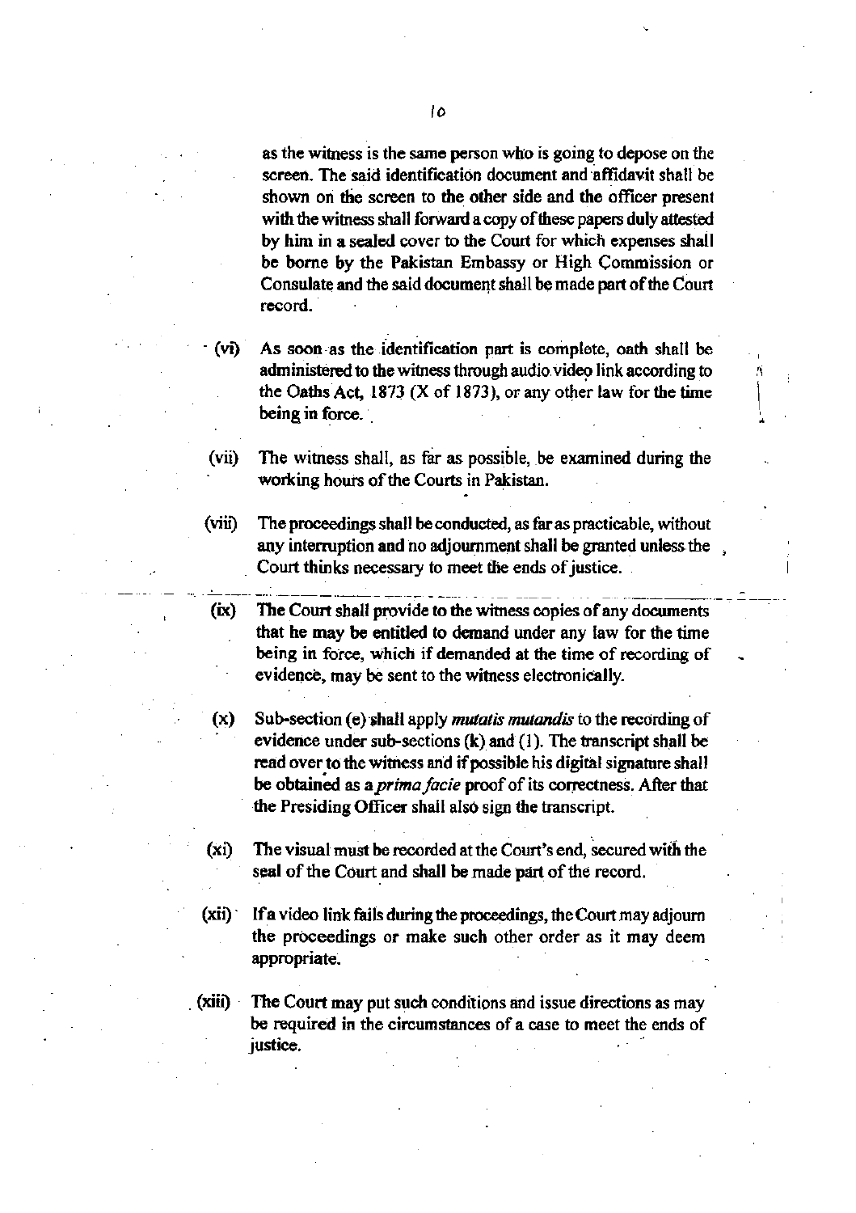as the witness is the same person who is going to depose on the screen. The said identification document and affidavit shall be shown on the screen to the other side and the officer present with the witness shall forward a copy of these papers duly attested by him in a sealed cover to the Court for which expenses shall be borne by the Pakistan Embassy or High Commission or Consulate and the said document shall be made part of the Court record.

(vi) As soon as the identification part is complete, oath shall be administered to the witness through audio video link according to the Oaths Act, 1873 (X of 1873), or any other law for the time being in force.

(vii) The witness shall, as far as possible, be examined during the working hours of the Courts in Pakistan.

(viii) The proceedings shall be conducted, as far as practicable, without any interruption and no adjournment shall be granted unless the Court thinks necessary to meet the ends of justice.

(ix) The Court shall provide to the witness copies of any documents that he may be entitled to demand under any law for the time being in force, which if demanded at the time of recording of evidence, may be sent to the witness electronically.

(x) Sub-section (e) shall apply *mutatis mutandis* to the recording of evidence under sub-sections (k) and (1). The transcript shall be read over to the witness and if possible his digital signature shall be obtained as a *prima facie* proof of its correctness. After that the Presiding Officer shall also sign the transcript.

(xi) The visual must be recorded at the Court's end, secured with the seal of the Court and shall be made part of the record.

(xii) If a video link fails during the proceedings, the Court may adjourn the proceedings or make such other order as it may deem appropriate.

(xiii) The Court may put such conditions and issue directions as may be required in the circumstances of a case to meet the ends of justice.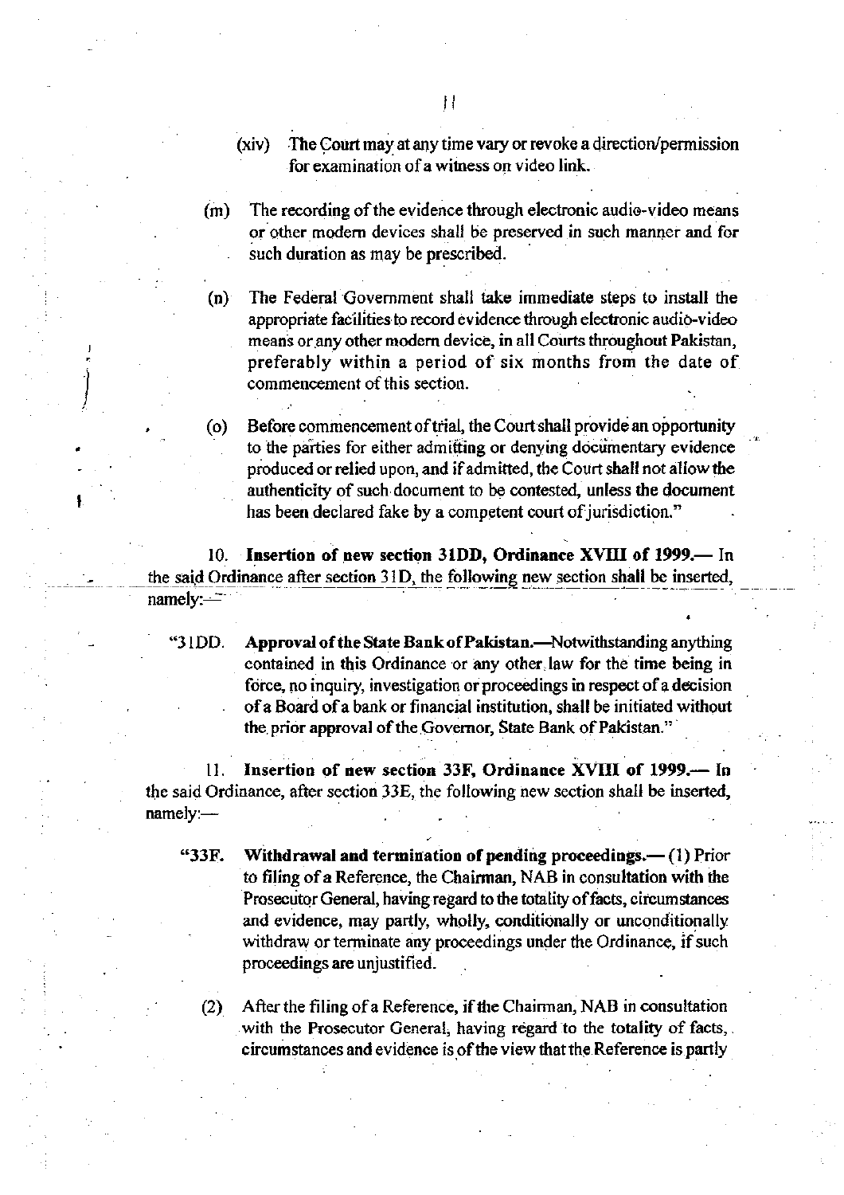(xiv) The Court may at any time vary or revoke a direction/permission for examination of a witness on video link.

(m) The recording of the evidence through electronic audio-video means or other modern devices shall be preserved in such manner and for such duration as may be prescribed.

(n) The Federal Government shall take immediate steps to install the appropriate facilities to record evidence through electronic audio-video means or any other modern device, in all Courts throughout Pakistan, preferably within a period of six months from the date of commencement of this section.

(o) Before commencement of trial, the Court shall provide an opportunity to the parties for either admitting or denying documentary evidence produced or relied upon, and if admitted, the Court shall not allow the authenticity of such document to be contested, unless the document has been declared fake by a competent court of jurisdiction."

10. **Insertion of new section 31DD, Ordinance XVIII of 1999.—** In the said Ordinance after section 31D, the following new section shall be inserted, namely:—

"31DD. **Approval of the State Bank of Pakistan.—**Notwithstanding anything contained in this Ordinance or any other law for the time being in force, no inquiry, investigation or proceedings in respect of a decision of a Board of a bank or financial institution, shall be initiated without the prior approval of the Governor, State Bank of Pakistan."

11. **Insertion of new section 33F, Ordinance XVIII of 1999.—** In the said Ordinance, after section 33E, the following new section shall be inserted, namely:—

"33F. **Withdrawal and termination of pending proceedings.—** (1) Prior to filing of a Reference, the Chairman, NAB in consultation with the Prosecutor General, having regard to the totality of facts, circumstances and evidence, may partly, wholly, conditionally or unconditionally withdraw or terminate any proceedings under the Ordinance, if such proceedings are unjustified.

(2) After the filing of a Reference, if the Chairman, NAB in consultation with the Prosecutor General, having regard to the totality of facts, circumstances and evidence is of the view that the Reference is partly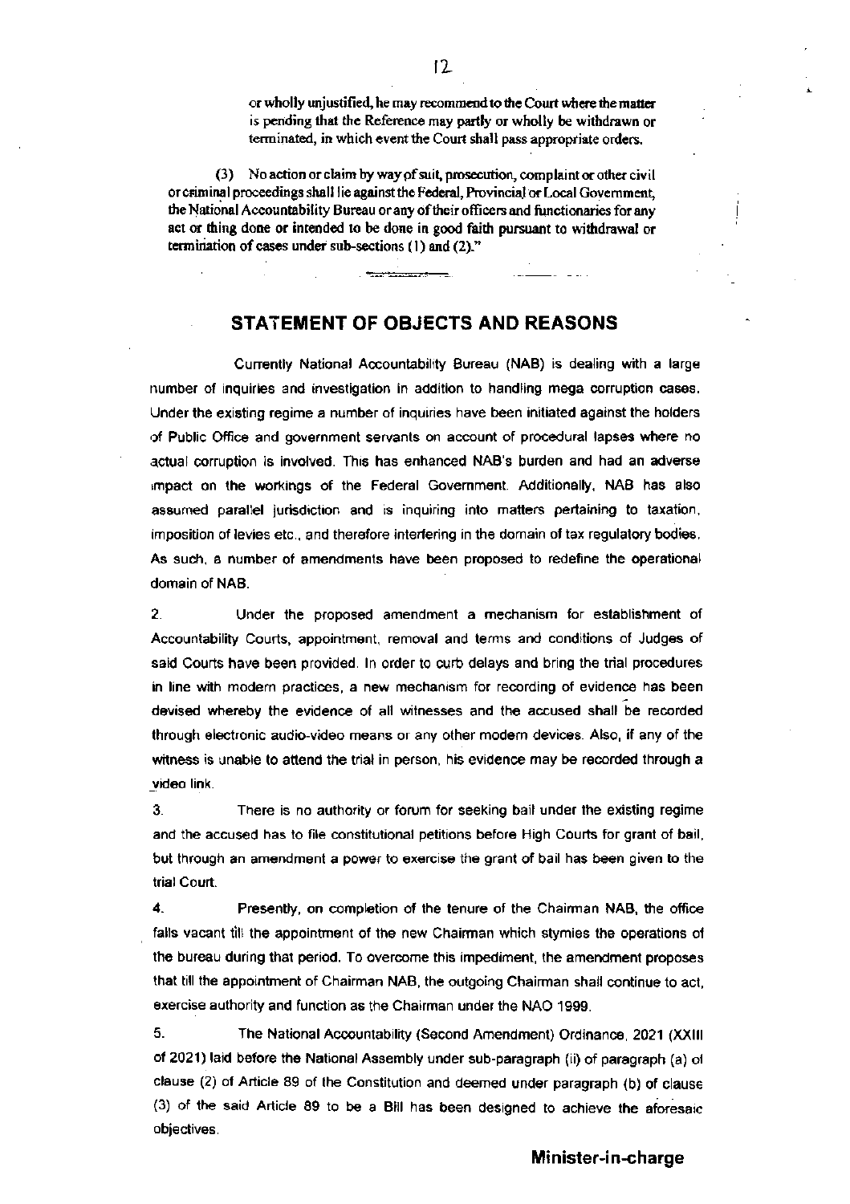or wholly unjustified, he may recommend to the Court where the matter is pending that the Reference may partly or wholly be withdrawn or terminated, in which event the Court shall pass appropriate orders.

(3) No action or claim by way of suit, prosecution, complaint or other civil or criminal proceedings shall lie against the Federal, Provincial or Local Government, the National Accountability Bureau or any of their officers and functionaries for any act or thing done or intended to be done in good faith pursuant to withdrawal or termination of cases under sub-sections (1) and (2)."

## STATEMENT OF OBJECTS AND REASONS

Currently National Accountability Bureau (NAB) is dealing with a large number of inquiries and investigation in addition to handling mega corruption cases. Under the existing regime a number of inquiries have been initiated against the holders of Public Office and government servants on account of procedural lapses where no actual corruption is involved. This has enhanced NAB's burden and had an adverse impact on the workings of the Federal Government. Additionally, NAB has also assumed parallel jurisdiction and is inquiring into matters pertaining to taxation, imposition of levies etc., and therefore interfering in the domain of tax regulatory bodies. As such, a number of amendments have been proposed to redefine the operational domain of NAB.

2. Under the proposed amendment a mechanism for establishment of Accountability Courts, appointment, removal and terms and conditions of Judges of said Courts have been provided. In order to curb delays and bring the trial procedures in line with modern practices, a new mechanism for recording of evidence has been devised whereby the evidence of all witnesses and the accused shall be recorded through electronic audio-video means or any other modern devices. Also, if any of the witness is unable to attend the trial in person, his evidence may be recorded through a video link.

3. There is no authority or forum for seeking bail under the existing regime and the accused has to file constitutional petitions before High Courts for grant of bail, but through an amendment a power to exercise the grant of bail has been given to the trial Court.

4. Presently, on completion of the tenure of the Chairman NAB, the office falls vacant till the appointment of the new Chairman which stymies the operations of the bureau during that period. To overcome this impediment, the amendment proposes that till the appointment of Chairman NAB, the outgoing Chairman shall continue to act, exercise authority and function as the Chairman under the NAO 1999.

5. The National Accountability (Second Amendment) Ordinance, 2021 (XXIII of 2021) laid before the National Assembly under sub-paragraph (ii) of paragraph (a) of clause (2) of Article 89 of the Constitution and deemed under paragraph (b) of clause (3) of the said Article 89 to be a Bill has been designed to achieve the aforesaid objectives.

**Minister-in-charge**